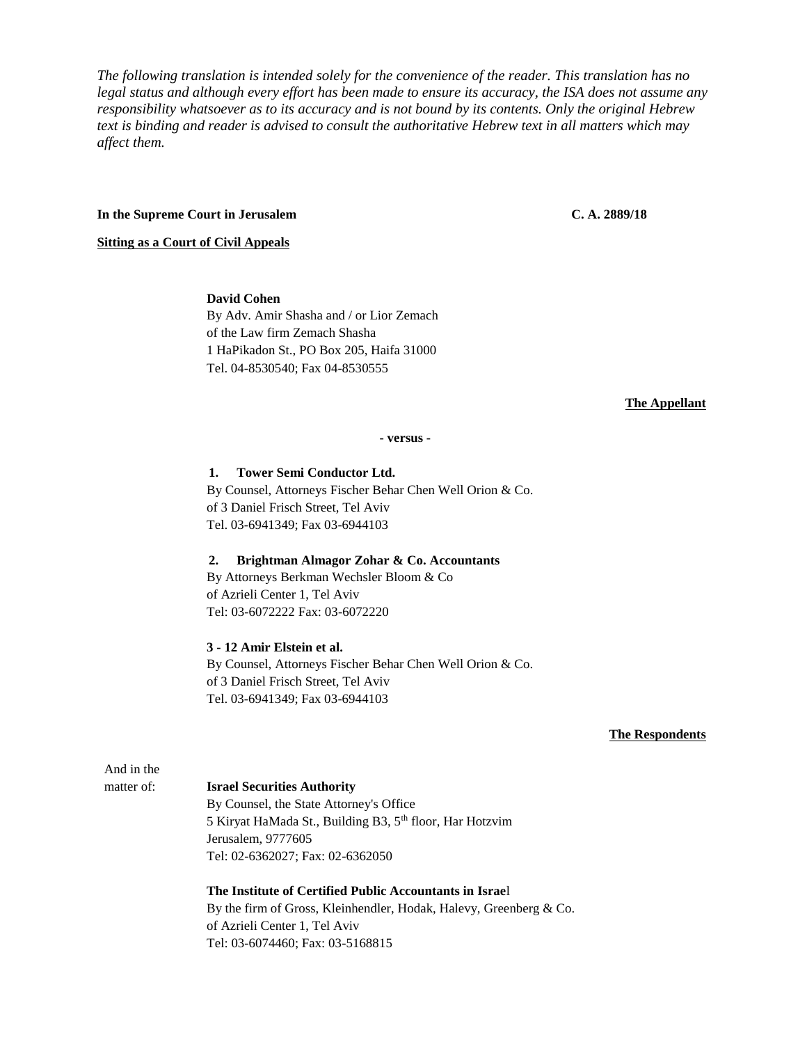*The following translation is intended solely for the convenience of the reader. This translation has no legal status and although every effort has been made to ensure its accuracy, the ISA does not assume any responsibility whatsoever as to its accuracy and is not bound by its contents. Only the original Hebrew text is binding and reader is advised to consult the authoritative Hebrew text in all matters which may affect them.*

**In the Supreme Court in Jerusalem** **C. A. 2889/18**

**Sitting as a Court of Civil Appeals**

**David Cohen**
By Adv. Amir Shasha and / or Lior Zemach
of the Law firm Zemach Shasha
1 HaPikadon St., PO Box 205, Haifa 31000
Tel. 04-8530540; Fax 04-8530555

**The Appellant**

**- versus -**

**1. Tower Semi Conductor Ltd.**
By Counsel, Attorneys Fischer Behar Chen Well Orion & Co.
of 3 Daniel Frisch Street, Tel Aviv
Tel. 03-6941349; Fax 03-6944103

**2. Brightman Almagor Zohar & Co. Accountants**
By Attorneys Berkman Wechsler Bloom & Co
of Azrieli Center 1, Tel Aviv
Tel: 03-6072222 Fax: 03-6072220

**3 - 12 Amir Elstein et al.**
By Counsel, Attorneys Fischer Behar Chen Well Orion & Co.
of 3 Daniel Frisch Street, Tel Aviv
Tel. 03-6941349; Fax 03-6944103

**The Respondents**

And in the matter of:

**Israel Securities Authority**
By Counsel, the State Attorney's Office
5 Kiryat HaMada St., Building B3, 5th floor, Har Hotzvim
Jerusalem, 9777605
Tel: 02-6362027; Fax: 02-6362050

**The Institute of Certified Public Accountants in Israel**
By the firm of Gross, Kleinhendler, Hodak, Halevy, Greenberg & Co.
of Azrieli Center 1, Tel Aviv
Tel: 03-6074460; Fax: 03-5168815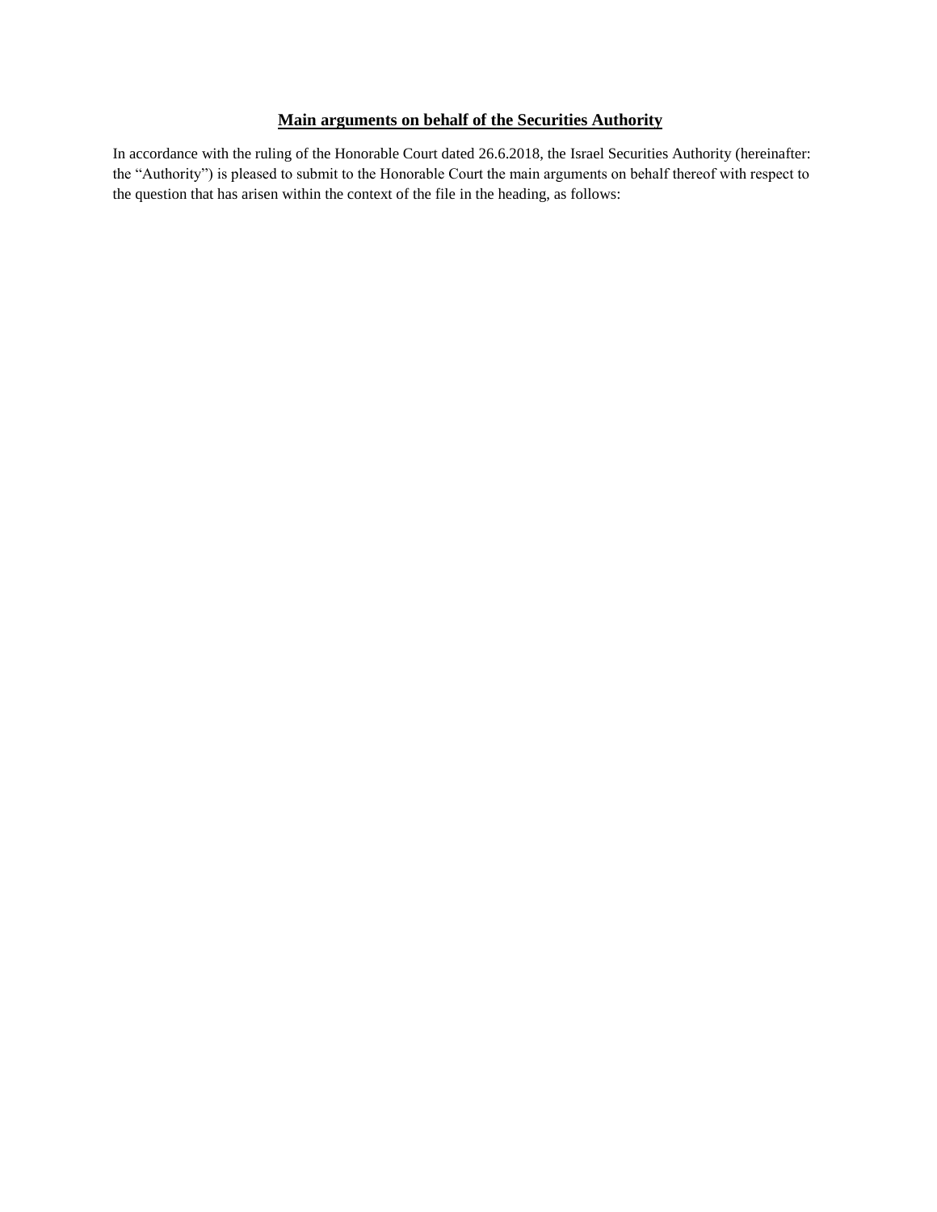## Main arguments on behalf of the Securities Authority

In accordance with the ruling of the Honorable Court dated 26.6.2018, the Israel Securities Authority (hereinafter: the "Authority") is pleased to submit to the Honorable Court the main arguments on behalf thereof with respect to the question that has arisen within the context of the file in the heading, as follows: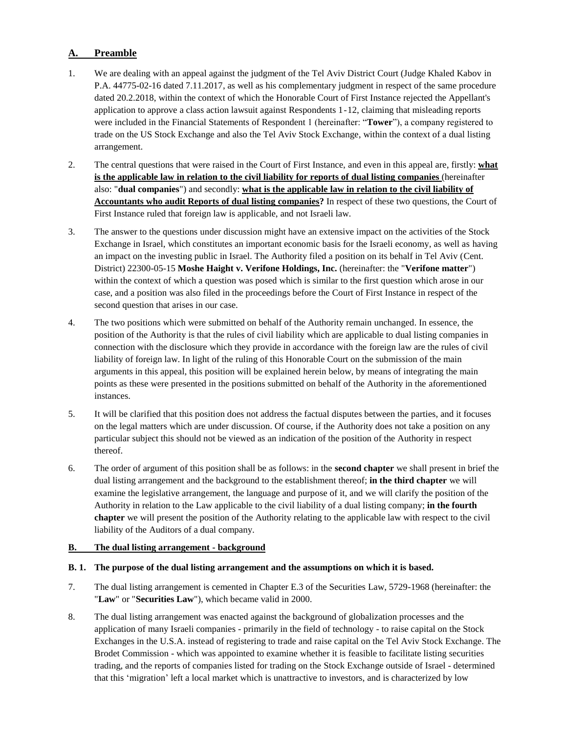## A. Preamble

1. We are dealing with an appeal against the judgment of the Tel Aviv District Court (Judge Khaled Kabov in P.A. 44775-02-16 dated 7.11.2017, as well as his complementary judgment in respect of the same procedure dated 20.2.2018, within the context of which the Honorable Court of First Instance rejected the Appellant's application to approve a class action lawsuit against Respondents 1-12, claiming that misleading reports were included in the Financial Statements of Respondent 1 (hereinafter: "**Tower**"), a company registered to trade on the US Stock Exchange and also the Tel Aviv Stock Exchange, within the context of a dual listing arrangement.

2. The central questions that were raised in the Court of First Instance, and even in this appeal are, firstly: **what is the applicable law in relation to the civil liability for reports of dual listing companies** (hereinafter also: "**dual companies**") and secondly: **what is the applicable law in relation to the civil liability of Accountants who audit Reports of dual listing companies?** In respect of these two questions, the Court of First Instance ruled that foreign law is applicable, and not Israeli law.

3. The answer to the questions under discussion might have an extensive impact on the activities of the Stock Exchange in Israel, which constitutes an important economic basis for the Israeli economy, as well as having an impact on the investing public in Israel. The Authority filed a position on its behalf in Tel Aviv (Cent. District) 22300-05-15 **Moshe Haight v. Verifone Holdings, Inc.** (hereinafter: the "**Verifone matter**") within the context of which a question was posed which is similar to the first question which arose in our case, and a position was also filed in the proceedings before the Court of First Instance in respect of the second question that arises in our case.

4. The two positions which were submitted on behalf of the Authority remain unchanged. In essence, the position of the Authority is that the rules of civil liability which are applicable to dual listing companies in connection with the disclosure which they provide in accordance with the foreign law are the rules of civil liability of foreign law. In light of the ruling of this Honorable Court on the submission of the main arguments in this appeal, this position will be explained herein below, by means of integrating the main points as these were presented in the positions submitted on behalf of the Authority in the aforementioned instances.

5. It will be clarified that this position does not address the factual disputes between the parties, and it focuses on the legal matters which are under discussion. Of course, if the Authority does not take a position on any particular subject this should not be viewed as an indication of the position of the Authority in respect thereof.

6. The order of argument of this position shall be as follows: in the **second chapter** we shall present in brief the dual listing arrangement and the background to the establishment thereof; **in the third chapter** we will examine the legislative arrangement, the language and purpose of it, and we will clarify the position of the Authority in relation to the Law applicable to the civil liability of a dual listing company; **in the fourth chapter** we will present the position of the Authority relating to the applicable law with respect to the civil liability of the Auditors of a dual company.

## B. The dual listing arrangement - background

### B. 1. The purpose of the dual listing arrangement and the assumptions on which it is based.

7. The dual listing arrangement is cemented in Chapter E.3 of the Securities Law, 5729-1968 (hereinafter: the "**Law**" or "**Securities Law**"), which became valid in 2000.

8. The dual listing arrangement was enacted against the background of globalization processes and the application of many Israeli companies - primarily in the field of technology - to raise capital on the Stock Exchanges in the U.S.A. instead of registering to trade and raise capital on the Tel Aviv Stock Exchange. The Brodet Commission - which was appointed to examine whether it is feasible to facilitate listing securities trading, and the reports of companies listed for trading on the Stock Exchange outside of Israel - determined that this 'migration' left a local market which is unattractive to investors, and is characterized by low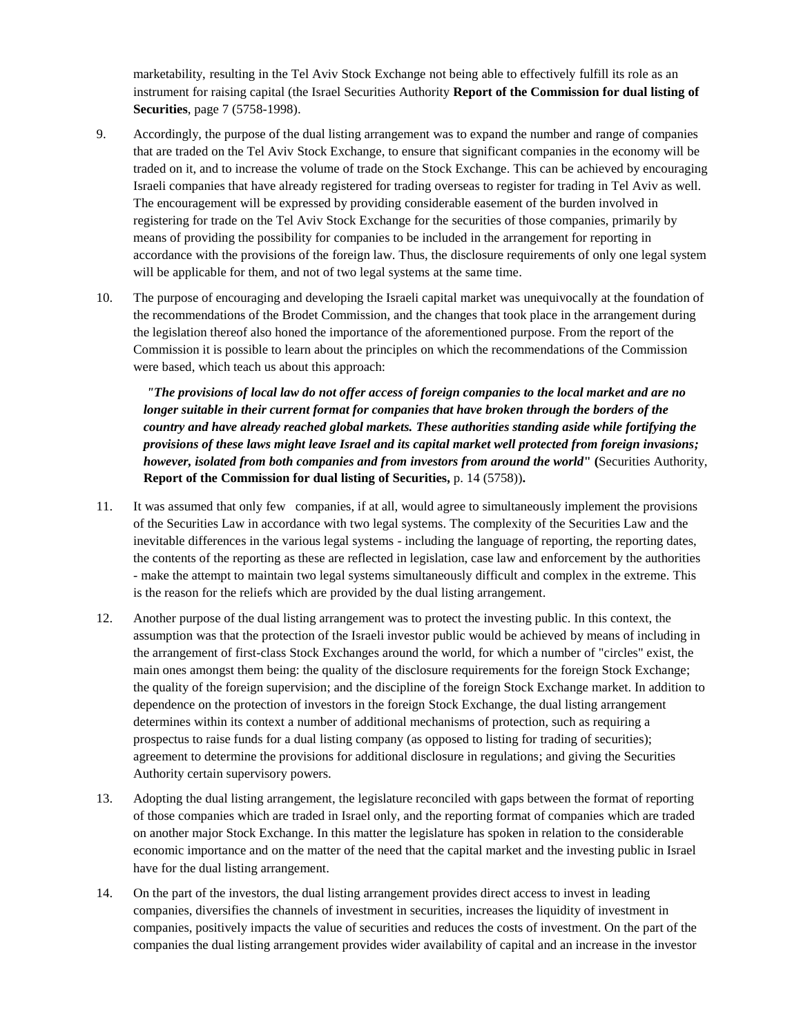marketability, resulting in the Tel Aviv Stock Exchange not being able to effectively fulfill its role as an instrument for raising capital (the Israel Securities Authority **Report of the Commission for dual listing of Securities**, page 7 (5758-1998).

9. Accordingly, the purpose of the dual listing arrangement was to expand the number and range of companies that are traded on the Tel Aviv Stock Exchange, to ensure that significant companies in the economy will be traded on it, and to increase the volume of trade on the Stock Exchange. This can be achieved by encouraging Israeli companies that have already registered for trading overseas to register for trading in Tel Aviv as well. The encouragement will be expressed by providing considerable easement of the burden involved in registering for trade on the Tel Aviv Stock Exchange for the securities of those companies, primarily by means of providing the possibility for companies to be included in the arrangement for reporting in accordance with the provisions of the foreign law. Thus, the disclosure requirements of only one legal system will be applicable for them, and not of two legal systems at the same time.

10. The purpose of encouraging and developing the Israeli capital market was unequivocally at the foundation of the recommendations of the Brodet Commission, and the changes that took place in the arrangement during the legislation thereof also honed the importance of the aforementioned purpose. From the report of the Commission it is possible to learn about the principles on which the recommendations of the Commission were based, which teach us about this approach:

> ***"The provisions of local law do not offer access of foreign companies to the local market and are no longer suitable in their current format for companies that have broken through the borders of the country and have already reached global markets. These authorities standing aside while fortifying the provisions of these laws might leave Israel and its capital market well protected from foreign invasions; however, isolated from both companies and from investors from around the world"*** **(**Securities Authority, **Report of the Commission for dual listing of Securities,** p. 14 (5758))**.**

11. It was assumed that only few companies, if at all, would agree to simultaneously implement the provisions of the Securities Law in accordance with two legal systems. The complexity of the Securities Law and the inevitable differences in the various legal systems - including the language of reporting, the reporting dates, the contents of the reporting as these are reflected in legislation, case law and enforcement by the authorities - make the attempt to maintain two legal systems simultaneously difficult and complex in the extreme. This is the reason for the reliefs which are provided by the dual listing arrangement.

12. Another purpose of the dual listing arrangement was to protect the investing public. In this context, the assumption was that the protection of the Israeli investor public would be achieved by means of including in the arrangement of first-class Stock Exchanges around the world, for which a number of "circles" exist, the main ones amongst them being: the quality of the disclosure requirements for the foreign Stock Exchange; the quality of the foreign supervision; and the discipline of the foreign Stock Exchange market. In addition to dependence on the protection of investors in the foreign Stock Exchange, the dual listing arrangement determines within its context a number of additional mechanisms of protection, such as requiring a prospectus to raise funds for a dual listing company (as opposed to listing for trading of securities); agreement to determine the provisions for additional disclosure in regulations; and giving the Securities Authority certain supervisory powers.

13. Adopting the dual listing arrangement, the legislature reconciled with gaps between the format of reporting of those companies which are traded in Israel only, and the reporting format of companies which are traded on another major Stock Exchange. In this matter the legislature has spoken in relation to the considerable economic importance and on the matter of the need that the capital market and the investing public in Israel have for the dual listing arrangement.

14. On the part of the investors, the dual listing arrangement provides direct access to invest in leading companies, diversifies the channels of investment in securities, increases the liquidity of investment in companies, positively impacts the value of securities and reduces the costs of investment. On the part of the companies the dual listing arrangement provides wider availability of capital and an increase in the investor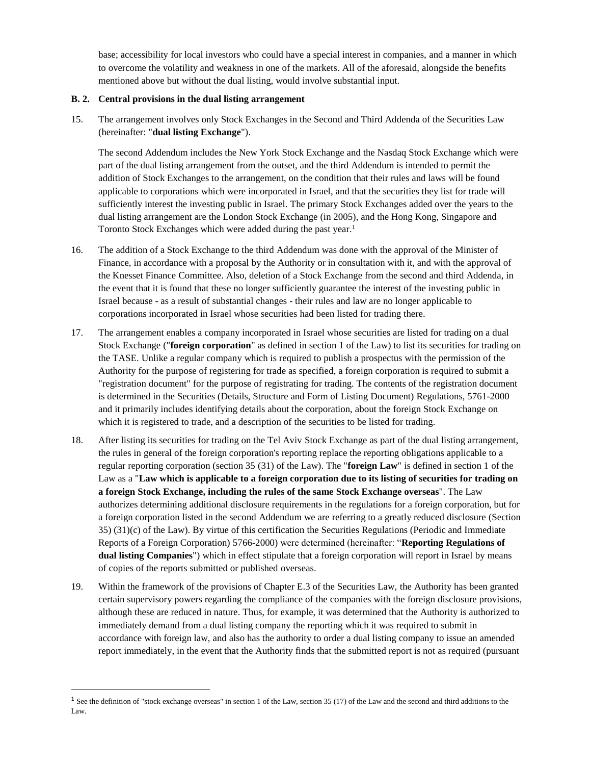base; accessibility for local investors who could have a special interest in companies, and a manner in which to overcome the volatility and weakness in one of the markets. All of the aforesaid, alongside the benefits mentioned above but without the dual listing, would involve substantial input.

### B. 2. Central provisions in the dual listing arrangement

15. The arrangement involves only Stock Exchanges in the Second and Third Addenda of the Securities Law (hereinafter: "**dual listing Exchange**").

    The second Addendum includes the New York Stock Exchange and the Nasdaq Stock Exchange which were part of the dual listing arrangement from the outset, and the third Addendum is intended to permit the addition of Stock Exchanges to the arrangement, on the condition that their rules and laws will be found applicable to corporations which were incorporated in Israel, and that the securities they list for trade will sufficiently interest the investing public in Israel. The primary Stock Exchanges added over the years to the dual listing arrangement are the London Stock Exchange (in 2005), and the Hong Kong, Singapore and Toronto Stock Exchanges which were added during the past year.[1]

16. The addition of a Stock Exchange to the third Addendum was done with the approval of the Minister of Finance, in accordance with a proposal by the Authority or in consultation with it, and with the approval of the Knesset Finance Committee. Also, deletion of a Stock Exchange from the second and third Addenda, in the event that it is found that these no longer sufficiently guarantee the interest of the investing public in Israel because - as a result of substantial changes - their rules and law are no longer applicable to corporations incorporated in Israel whose securities had been listed for trading there.

17. The arrangement enables a company incorporated in Israel whose securities are listed for trading on a dual Stock Exchange ("**foreign corporation**" as defined in section 1 of the Law) to list its securities for trading on the TASE. Unlike a regular company which is required to publish a prospectus with the permission of the Authority for the purpose of registering for trade as specified, a foreign corporation is required to submit a "registration document" for the purpose of registrating for trading. The contents of the registration document is determined in the Securities (Details, Structure and Form of Listing Document) Regulations, 5761-2000 and it primarily includes identifying details about the corporation, about the foreign Stock Exchange on which it is registered to trade, and a description of the securities to be listed for trading.

18. After listing its securities for trading on the Tel Aviv Stock Exchange as part of the dual listing arrangement, the rules in general of the foreign corporation's reporting replace the reporting obligations applicable to a regular reporting corporation (section 35 (31) of the Law). The "**foreign Law**" is defined in section 1 of the Law as a "**Law which is applicable to a foreign corporation due to its listing of securities for trading on a foreign Stock Exchange, including the rules of the same Stock Exchange overseas**". The Law authorizes determining additional disclosure requirements in the regulations for a foreign corporation, but for a foreign corporation listed in the second Addendum we are referring to a greatly reduced disclosure (Section 35) (31)(c) of the Law). By virtue of this certification the Securities Regulations (Periodic and Immediate Reports of a Foreign Corporation) 5766-2000) were determined (hereinafter: "**Reporting Regulations of dual listing Companies**") which in effect stipulate that a foreign corporation will report in Israel by means of copies of the reports submitted or published overseas.

19. Within the framework of the provisions of Chapter E.3 of the Securities Law, the Authority has been granted certain supervisory powers regarding the compliance of the companies with the foreign disclosure provisions, although these are reduced in nature. Thus, for example, it was determined that the Authority is authorized to immediately demand from a dual listing company the reporting which it was required to submit in accordance with foreign law, and also has the authority to order a dual listing company to issue an amended report immediately, in the event that the Authority finds that the submitted report is not as required (pursuant

---

[1] See the definition of "stock exchange overseas" in section 1 of the Law, section 35 (17) of the Law and the second and third additions to the Law.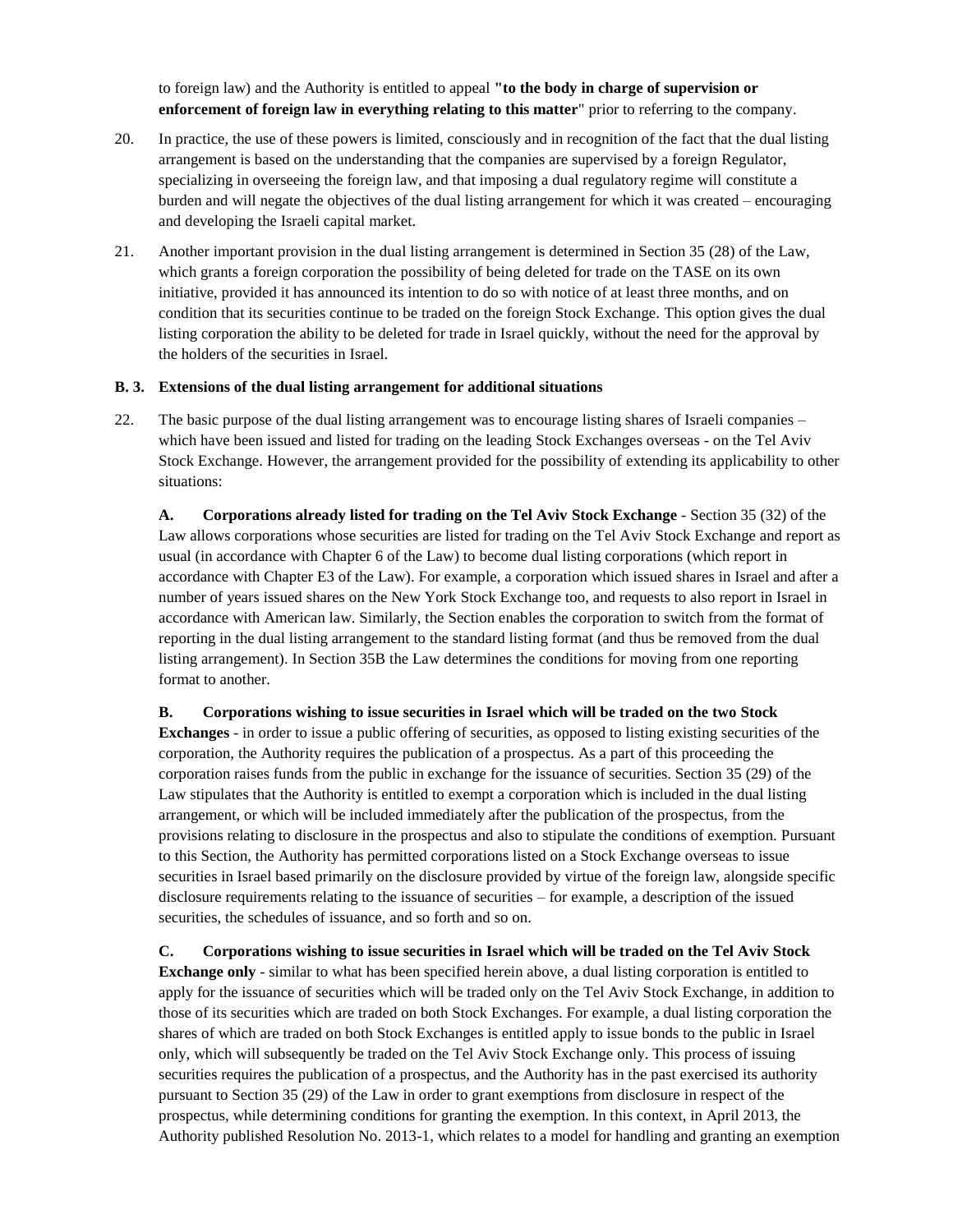to foreign law) and the Authority is entitled to appeal **"to the body in charge of supervision or enforcement of foreign law in everything relating to this matter**" prior to referring to the company.

20. In practice, the use of these powers is limited, consciously and in recognition of the fact that the dual listing arrangement is based on the understanding that the companies are supervised by a foreign Regulator, specializing in overseeing the foreign law, and that imposing a dual regulatory regime will constitute a burden and will negate the objectives of the dual listing arrangement for which it was created – encouraging and developing the Israeli capital market.

21. Another important provision in the dual listing arrangement is determined in Section 35 (28) of the Law, which grants a foreign corporation the possibility of being deleted for trade on the TASE on its own initiative, provided it has announced its intention to do so with notice of at least three months, and on condition that its securities continue to be traded on the foreign Stock Exchange. This option gives the dual listing corporation the ability to be deleted for trade in Israel quickly, without the need for the approval by the holders of the securities in Israel.

### B. 3. Extensions of the dual listing arrangement for additional situations

22. The basic purpose of the dual listing arrangement was to encourage listing shares of Israeli companies – which have been issued and listed for trading on the leading Stock Exchanges overseas - on the Tel Aviv Stock Exchange. However, the arrangement provided for the possibility of extending its applicability to other situations:

**A. Corporations already listed for trading on the Tel Aviv Stock Exchange** - Section 35 (32) of the Law allows corporations whose securities are listed for trading on the Tel Aviv Stock Exchange and report as usual (in accordance with Chapter 6 of the Law) to become dual listing corporations (which report in accordance with Chapter E3 of the Law). For example, a corporation which issued shares in Israel and after a number of years issued shares on the New York Stock Exchange too, and requests to also report in Israel in accordance with American law. Similarly, the Section enables the corporation to switch from the format of reporting in the dual listing arrangement to the standard listing format (and thus be removed from the dual listing arrangement). In Section 35B the Law determines the conditions for moving from one reporting format to another.

**B. Corporations wishing to issue securities in Israel which will be traded on the two Stock Exchanges** - in order to issue a public offering of securities, as opposed to listing existing securities of the corporation, the Authority requires the publication of a prospectus. As a part of this proceeding the corporation raises funds from the public in exchange for the issuance of securities. Section 35 (29) of the Law stipulates that the Authority is entitled to exempt a corporation which is included in the dual listing arrangement, or which will be included immediately after the publication of the prospectus, from the provisions relating to disclosure in the prospectus and also to stipulate the conditions of exemption. Pursuant to this Section, the Authority has permitted corporations listed on a Stock Exchange overseas to issue securities in Israel based primarily on the disclosure provided by virtue of the foreign law, alongside specific disclosure requirements relating to the issuance of securities – for example, a description of the issued securities, the schedules of issuance, and so forth and so on.

**C. Corporations wishing to issue securities in Israel which will be traded on the Tel Aviv Stock Exchange only** - similar to what has been specified herein above, a dual listing corporation is entitled to apply for the issuance of securities which will be traded only on the Tel Aviv Stock Exchange, in addition to those of its securities which are traded on both Stock Exchanges. For example, a dual listing corporation the shares of which are traded on both Stock Exchanges is entitled apply to issue bonds to the public in Israel only, which will subsequently be traded on the Tel Aviv Stock Exchange only. This process of issuing securities requires the publication of a prospectus, and the Authority has in the past exercised its authority pursuant to Section 35 (29) of the Law in order to grant exemptions from disclosure in respect of the prospectus, while determining conditions for granting the exemption. In this context, in April 2013, the Authority published Resolution No. 2013-1, which relates to a model for handling and granting an exemption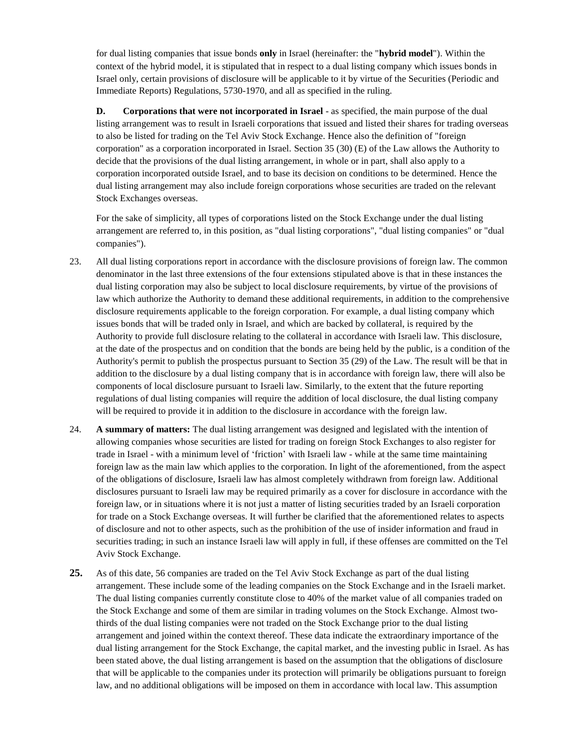for dual listing companies that issue bonds **only** in Israel (hereinafter: the "**hybrid model**"). Within the context of the hybrid model, it is stipulated that in respect to a dual listing company which issues bonds in Israel only, certain provisions of disclosure will be applicable to it by virtue of the Securities (Periodic and Immediate Reports) Regulations, 5730-1970, and all as specified in the ruling.

**D. Corporations that were not incorporated in Israel** - as specified, the main purpose of the dual listing arrangement was to result in Israeli corporations that issued and listed their shares for trading overseas to also be listed for trading on the Tel Aviv Stock Exchange. Hence also the definition of "foreign corporation" as a corporation incorporated in Israel. Section 35 (30) (E) of the Law allows the Authority to decide that the provisions of the dual listing arrangement, in whole or in part, shall also apply to a corporation incorporated outside Israel, and to base its decision on conditions to be determined. Hence the dual listing arrangement may also include foreign corporations whose securities are traded on the relevant Stock Exchanges overseas.

For the sake of simplicity, all types of corporations listed on the Stock Exchange under the dual listing arrangement are referred to, in this position, as "dual listing corporations", "dual listing companies" or "dual companies").

23. All dual listing corporations report in accordance with the disclosure provisions of foreign law. The common denominator in the last three extensions of the four extensions stipulated above is that in these instances the dual listing corporation may also be subject to local disclosure requirements, by virtue of the provisions of law which authorize the Authority to demand these additional requirements, in addition to the comprehensive disclosure requirements applicable to the foreign corporation. For example, a dual listing company which issues bonds that will be traded only in Israel, and which are backed by collateral, is required by the Authority to provide full disclosure relating to the collateral in accordance with Israeli law. This disclosure, at the date of the prospectus and on condition that the bonds are being held by the public, is a condition of the Authority's permit to publish the prospectus pursuant to Section 35 (29) of the Law. The result will be that in addition to the disclosure by a dual listing company that is in accordance with foreign law, there will also be components of local disclosure pursuant to Israeli law. Similarly, to the extent that the future reporting regulations of dual listing companies will require the addition of local disclosure, the dual listing company will be required to provide it in addition to the disclosure in accordance with the foreign law.

24. **A summary of matters:** The dual listing arrangement was designed and legislated with the intention of allowing companies whose securities are listed for trading on foreign Stock Exchanges to also register for trade in Israel - with a minimum level of 'friction' with Israeli law - while at the same time maintaining foreign law as the main law which applies to the corporation. In light of the aforementioned, from the aspect of the obligations of disclosure, Israeli law has almost completely withdrawn from foreign law. Additional disclosures pursuant to Israeli law may be required primarily as a cover for disclosure in accordance with the foreign law, or in situations where it is not just a matter of listing securities traded by an Israeli corporation for trade on a Stock Exchange overseas. It will further be clarified that the aforementioned relates to aspects of disclosure and not to other aspects, such as the prohibition of the use of insider information and fraud in securities trading; in such an instance Israeli law will apply in full, if these offenses are committed on the Tel Aviv Stock Exchange.

**25.** As of this date, 56 companies are traded on the Tel Aviv Stock Exchange as part of the dual listing arrangement. These include some of the leading companies on the Stock Exchange and in the Israeli market. The dual listing companies currently constitute close to 40% of the market value of all companies traded on the Stock Exchange and some of them are similar in trading volumes on the Stock Exchange. Almost two-thirds of the dual listing companies were not traded on the Stock Exchange prior to the dual listing arrangement and joined within the context thereof. These data indicate the extraordinary importance of the dual listing arrangement for the Stock Exchange, the capital market, and the investing public in Israel. As has been stated above, the dual listing arrangement is based on the assumption that the obligations of disclosure that will be applicable to the companies under its protection will primarily be obligations pursuant to foreign law, and no additional obligations will be imposed on them in accordance with local law. This assumption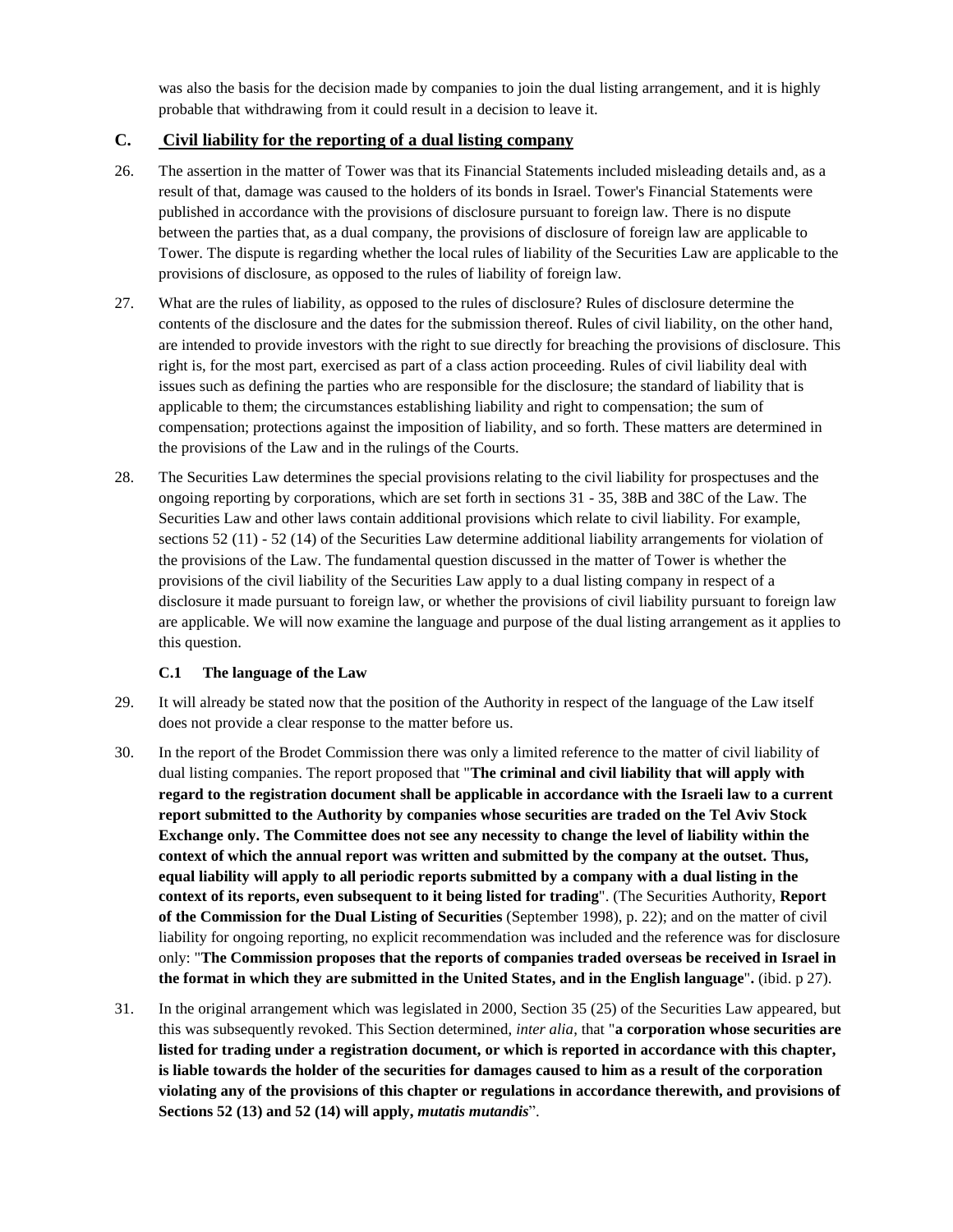was also the basis for the decision made by companies to join the dual listing arrangement, and it is highly probable that withdrawing from it could result in a decision to leave it.

## C. Civil liability for the reporting of a dual listing company

26. The assertion in the matter of Tower was that its Financial Statements included misleading details and, as a result of that, damage was caused to the holders of its bonds in Israel. Tower's Financial Statements were published in accordance with the provisions of disclosure pursuant to foreign law. There is no dispute between the parties that, as a dual company, the provisions of disclosure of foreign law are applicable to Tower. The dispute is regarding whether the local rules of liability of the Securities Law are applicable to the provisions of disclosure, as opposed to the rules of liability of foreign law.

27. What are the rules of liability, as opposed to the rules of disclosure? Rules of disclosure determine the contents of the disclosure and the dates for the submission thereof. Rules of civil liability, on the other hand, are intended to provide investors with the right to sue directly for breaching the provisions of disclosure. This right is, for the most part, exercised as part of a class action proceeding. Rules of civil liability deal with issues such as defining the parties who are responsible for the disclosure; the standard of liability that is applicable to them; the circumstances establishing liability and right to compensation; the sum of compensation; protections against the imposition of liability, and so forth. These matters are determined in the provisions of the Law and in the rulings of the Courts.

28. The Securities Law determines the special provisions relating to the civil liability for prospectuses and the ongoing reporting by corporations, which are set forth in sections 31 - 35, 38B and 38C of the Law. The Securities Law and other laws contain additional provisions which relate to civil liability. For example, sections 52 (11) - 52 (14) of the Securities Law determine additional liability arrangements for violation of the provisions of the Law. The fundamental question discussed in the matter of Tower is whether the provisions of the civil liability of the Securities Law apply to a dual listing company in respect of a disclosure it made pursuant to foreign law, or whether the provisions of civil liability pursuant to foreign law are applicable. We will now examine the language and purpose of the dual listing arrangement as it applies to this question.

### C.1 The language of the Law

29. It will already be stated now that the position of the Authority in respect of the language of the Law itself does not provide a clear response to the matter before us.

30. In the report of the Brodet Commission there was only a limited reference to the matter of civil liability of dual listing companies. The report proposed that "**The criminal and civil liability that will apply with regard to the registration document shall be applicable in accordance with the Israeli law to a current report submitted to the Authority by companies whose securities are traded on the Tel Aviv Stock Exchange only. The Committee does not see any necessity to change the level of liability within the context of which the annual report was written and submitted by the company at the outset. Thus, equal liability will apply to all periodic reports submitted by a company with a dual listing in the context of its reports, even subsequent to it being listed for trading**". (The Securities Authority, **Report of the Commission for the Dual Listing of Securities** (September 1998), p. 22); and on the matter of civil liability for ongoing reporting, no explicit recommendation was included and the reference was for disclosure only: "**The Commission proposes that the reports of companies traded overseas be received in Israel in the format in which they are submitted in the United States, and in the English language**"**.** (ibid. p 27).

31. In the original arrangement which was legislated in 2000, Section 35 (25) of the Securities Law appeared, but this was subsequently revoked. This Section determined, *inter alia*, that "**a corporation whose securities are listed for trading under a registration document, or which is reported in accordance with this chapter, is liable towards the holder of the securities for damages caused to him as a result of the corporation violating any of the provisions of this chapter or regulations in accordance therewith, and provisions of Sections 52 (13) and 52 (14) will apply, *mutatis mutandis***".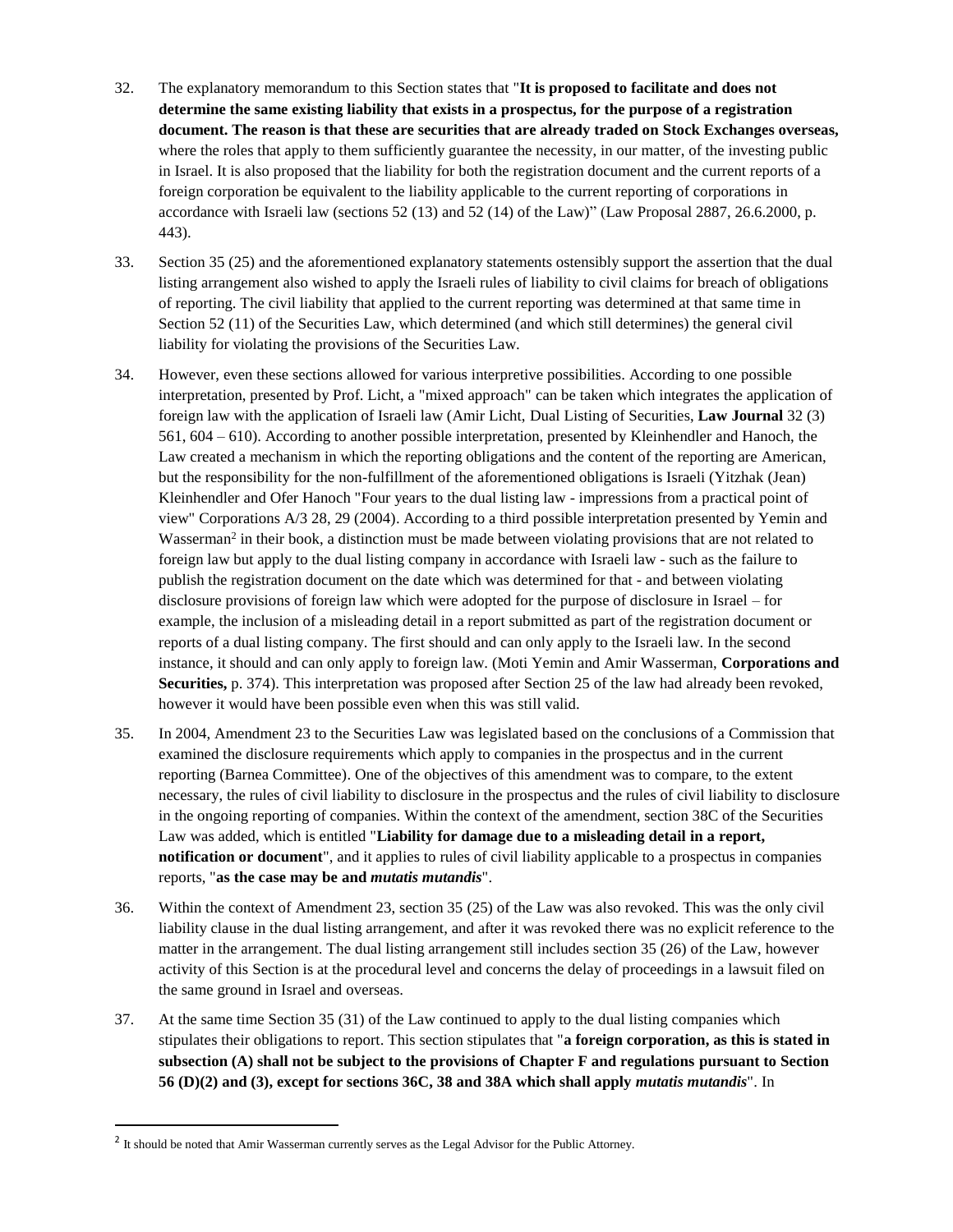32. The explanatory memorandum to this Section states that "**It is proposed to facilitate and does not determine the same existing liability that exists in a prospectus, for the purpose of a registration document. The reason is that these are securities that are already traded on Stock Exchanges overseas,** where the roles that apply to them sufficiently guarantee the necessity, in our matter, of the investing public in Israel. It is also proposed that the liability for both the registration document and the current reports of a foreign corporation be equivalent to the liability applicable to the current reporting of corporations in accordance with Israeli law (sections 52 (13) and 52 (14) of the Law)" (Law Proposal 2887, 26.6.2000, p. 443).

33. Section 35 (25) and the aforementioned explanatory statements ostensibly support the assertion that the dual listing arrangement also wished to apply the Israeli rules of liability to civil claims for breach of obligations of reporting. The civil liability that applied to the current reporting was determined at that same time in Section 52 (11) of the Securities Law, which determined (and which still determines) the general civil liability for violating the provisions of the Securities Law.

34. However, even these sections allowed for various interpretive possibilities. According to one possible interpretation, presented by Prof. Licht, a "mixed approach" can be taken which integrates the application of foreign law with the application of Israeli law (Amir Licht, Dual Listing of Securities, **Law Journal** 32 (3) 561, 604 – 610). According to another possible interpretation, presented by Kleinhendler and Hanoch, the Law created a mechanism in which the reporting obligations and the content of the reporting are American, but the responsibility for the non-fulfillment of the aforementioned obligations is Israeli (Yitzhak (Jean) Kleinhendler and Ofer Hanoch "Four years to the dual listing law - impressions from a practical point of view" Corporations A/3 28, 29 (2004). According to a third possible interpretation presented by Yemin and Wasserman[2] in their book, a distinction must be made between violating provisions that are not related to foreign law but apply to the dual listing company in accordance with Israeli law - such as the failure to publish the registration document on the date which was determined for that - and between violating disclosure provisions of foreign law which were adopted for the purpose of disclosure in Israel – for example, the inclusion of a misleading detail in a report submitted as part of the registration document or reports of a dual listing company. The first should and can only apply to the Israeli law. In the second instance, it should and can only apply to foreign law. (Moti Yemin and Amir Wasserman, **Corporations and Securities,** p. 374). This interpretation was proposed after Section 25 of the law had already been revoked, however it would have been possible even when this was still valid.

35. In 2004, Amendment 23 to the Securities Law was legislated based on the conclusions of a Commission that examined the disclosure requirements which apply to companies in the prospectus and in the current reporting (Barnea Committee). One of the objectives of this amendment was to compare, to the extent necessary, the rules of civil liability to disclosure in the prospectus and the rules of civil liability to disclosure in the ongoing reporting of companies. Within the context of the amendment, section 38C of the Securities Law was added, which is entitled "**Liability for damage due to a misleading detail in a report, notification or document**", and it applies to rules of civil liability applicable to a prospectus in companies reports, "**as the case may be and *mutatis mutandis***".

36. Within the context of Amendment 23, section 35 (25) of the Law was also revoked. This was the only civil liability clause in the dual listing arrangement, and after it was revoked there was no explicit reference to the matter in the arrangement. The dual listing arrangement still includes section 35 (26) of the Law, however activity of this Section is at the procedural level and concerns the delay of proceedings in a lawsuit filed on the same ground in Israel and overseas.

37. At the same time Section 35 (31) of the Law continued to apply to the dual listing companies which stipulates their obligations to report. This section stipulates that "**a foreign corporation, as this is stated in subsection (A) shall not be subject to the provisions of Chapter F and regulations pursuant to Section 56 (D)(2) and (3), except for sections 36C, 38 and 38A which shall apply *mutatis mutandis***". In

---

[2] It should be noted that Amir Wasserman currently serves as the Legal Advisor for the Public Attorney.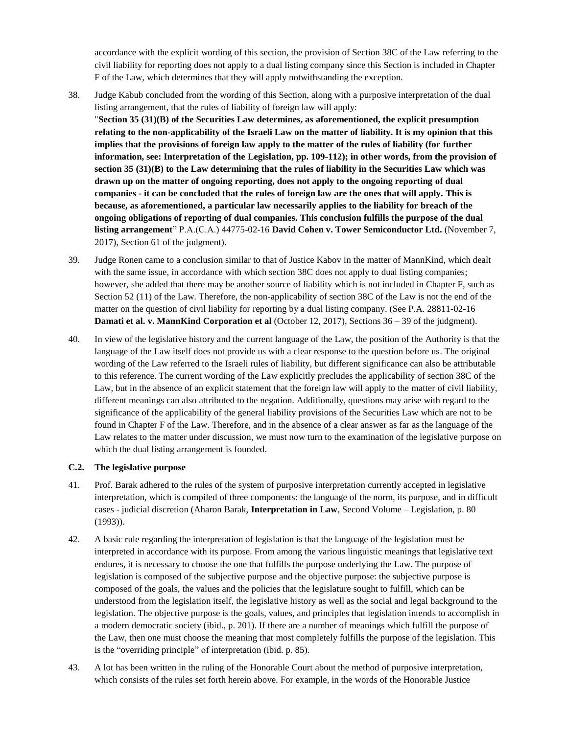accordance with the explicit wording of this section, the provision of Section 38C of the Law referring to the civil liability for reporting does not apply to a dual listing company since this Section is included in Chapter F of the Law, which determines that they will apply notwithstanding the exception.

38. Judge Kabub concluded from the wording of this Section, along with a purposive interpretation of the dual listing arrangement, that the rules of liability of foreign law will apply:
"**Section 35 (31)(B) of the Securities Law determines, as aforementioned, the explicit presumption relating to the non-applicability of the Israeli Law on the matter of liability. It is my opinion that this implies that the provisions of foreign law apply to the matter of the rules of liability (for further information, see: Interpretation of the Legislation, pp. 109-112); in other words, from the provision of section 35 (31)(B) to the Law determining that the rules of liability in the Securities Law which was drawn up on the matter of ongoing reporting, does not apply to the ongoing reporting of dual companies - it can be concluded that the rules of foreign law are the ones that will apply. This is because, as aforementioned, a particular law necessarily applies to the liability for breach of the ongoing obligations of reporting of dual companies. This conclusion fulfills the purpose of the dual listing arrangement**" P.A.(C.A.) 44775-02-16 **David Cohen v. Tower Semiconductor Ltd.** (November 7, 2017), Section 61 of the judgment).

39. Judge Ronen came to a conclusion similar to that of Justice Kabov in the matter of MannKind, which dealt with the same issue, in accordance with which section 38C does not apply to dual listing companies; however, she added that there may be another source of liability which is not included in Chapter F, such as Section 52 (11) of the Law. Therefore, the non-applicability of section 38C of the Law is not the end of the matter on the question of civil liability for reporting by a dual listing company. (See P.A. 28811-02-16 **Damati et al. v. MannKind Corporation et al** (October 12, 2017), Sections 36 – 39 of the judgment).

40. In view of the legislative history and the current language of the Law, the position of the Authority is that the language of the Law itself does not provide us with a clear response to the question before us. The original wording of the Law referred to the Israeli rules of liability, but different significance can also be attributable to this reference. The current wording of the Law explicitly precludes the applicability of section 38C of the Law, but in the absence of an explicit statement that the foreign law will apply to the matter of civil liability, different meanings can also attributed to the negation. Additionally, questions may arise with regard to the significance of the applicability of the general liability provisions of the Securities Law which are not to be found in Chapter F of the Law. Therefore, and in the absence of a clear answer as far as the language of the Law relates to the matter under discussion, we must now turn to the examination of the legislative purpose on which the dual listing arrangement is founded.

### C.2. The legislative purpose

41. Prof. Barak adhered to the rules of the system of purposive interpretation currently accepted in legislative interpretation, which is compiled of three components: the language of the norm, its purpose, and in difficult cases - judicial discretion (Aharon Barak, **Interpretation in Law**, Second Volume – Legislation, p. 80 (1993)).

42. A basic rule regarding the interpretation of legislation is that the language of the legislation must be interpreted in accordance with its purpose. From among the various linguistic meanings that legislative text endures, it is necessary to choose the one that fulfills the purpose underlying the Law. The purpose of legislation is composed of the subjective purpose and the objective purpose: the subjective purpose is composed of the goals, the values and the policies that the legislature sought to fulfill, which can be understood from the legislation itself, the legislative history as well as the social and legal background to the legislation. The objective purpose is the goals, values, and principles that legislation intends to accomplish in a modern democratic society (ibid., p. 201). If there are a number of meanings which fulfill the purpose of the Law, then one must choose the meaning that most completely fulfills the purpose of the legislation. This is the "overriding principle" of interpretation (ibid. p. 85).

43. A lot has been written in the ruling of the Honorable Court about the method of purposive interpretation, which consists of the rules set forth herein above. For example, in the words of the Honorable Justice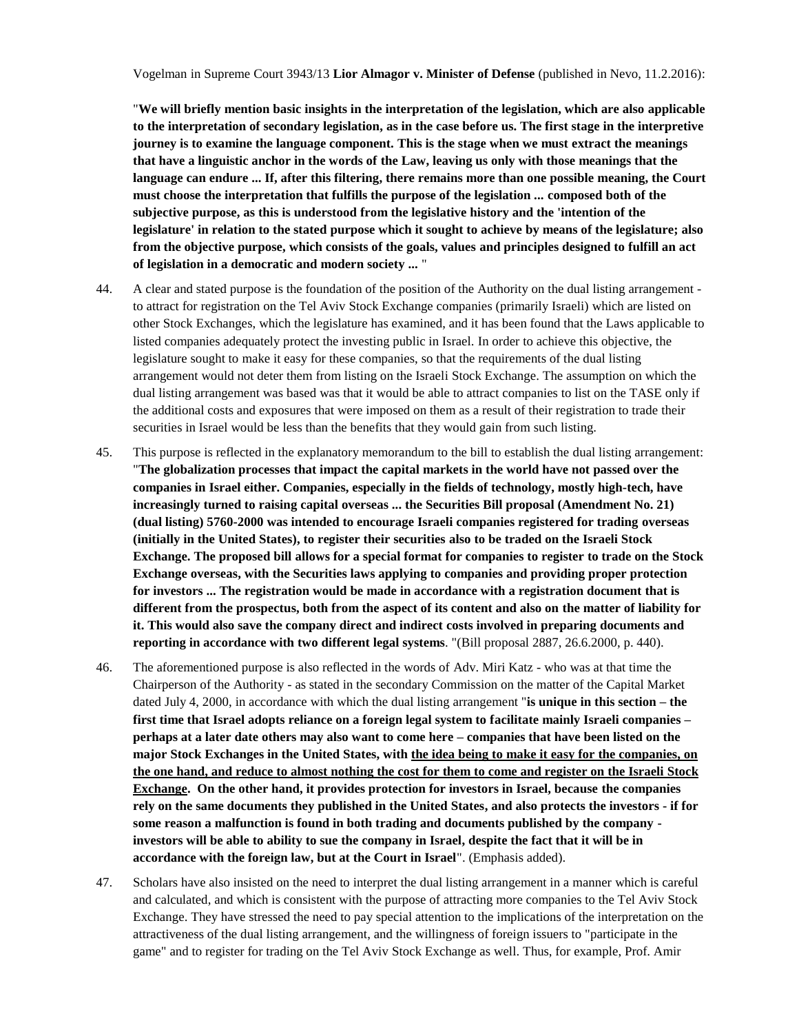Vogelman in Supreme Court 3943/13 **Lior Almagor v. Minister of Defense** (published in Nevo, 11.2.2016):

> "**We will briefly mention basic insights in the interpretation of the legislation, which are also applicable to the interpretation of secondary legislation, as in the case before us. The first stage in the interpretive journey is to examine the language component. This is the stage when we must extract the meanings that have a linguistic anchor in the words of the Law, leaving us only with those meanings that the language can endure ... If, after this filtering, there remains more than one possible meaning, the Court must choose the interpretation that fulfills the purpose of the legislation ... composed both of the subjective purpose, as this is understood from the legislative history and the 'intention of the legislature' in relation to the stated purpose which it sought to achieve by means of the legislature; also from the objective purpose, which consists of the goals, values and principles designed to fulfill an act of legislation in a democratic and modern society ...** "

44. A clear and stated purpose is the foundation of the position of the Authority on the dual listing arrangement - to attract for registration on the Tel Aviv Stock Exchange companies (primarily Israeli) which are listed on other Stock Exchanges, which the legislature has examined, and it has been found that the Laws applicable to listed companies adequately protect the investing public in Israel. In order to achieve this objective, the legislature sought to make it easy for these companies, so that the requirements of the dual listing arrangement would not deter them from listing on the Israeli Stock Exchange. The assumption on which the dual listing arrangement was based was that it would be able to attract companies to list on the TASE only if the additional costs and exposures that were imposed on them as a result of their registration to trade their securities in Israel would be less than the benefits that they would gain from such listing.

45. This purpose is reflected in the explanatory memorandum to the bill to establish the dual listing arrangement: "**The globalization processes that impact the capital markets in the world have not passed over the companies in Israel either. Companies, especially in the fields of technology, mostly high-tech, have increasingly turned to raising capital overseas ... the Securities Bill proposal (Amendment No. 21) (dual listing) 5760-2000 was intended to encourage Israeli companies registered for trading overseas (initially in the United States), to register their securities also to be traded on the Israeli Stock Exchange. The proposed bill allows for a special format for companies to register to trade on the Stock Exchange overseas, with the Securities laws applying to companies and providing proper protection for investors ... The registration would be made in accordance with a registration document that is different from the prospectus, both from the aspect of its content and also on the matter of liability for it. This would also save the company direct and indirect costs involved in preparing documents and reporting in accordance with two different legal systems**. "(Bill proposal 2887, 26.6.2000, p. 440).

46. The aforementioned purpose is also reflected in the words of Adv. Miri Katz - who was at that time the Chairperson of the Authority - as stated in the secondary Commission on the matter of the Capital Market dated July 4, 2000, in accordance with which the dual listing arrangement "**is unique in this section – the first time that Israel adopts reliance on a foreign legal system to facilitate mainly Israeli companies – perhaps at a later date others may also want to come here – companies that have been listed on the major Stock Exchanges in the United States, with <u>the idea being to make it easy for the companies, on the one hand, and reduce to almost nothing the cost for them to come and register on the Israeli Stock Exchange</u>. On the other hand, it provides protection for investors in Israel, because the companies rely on the same documents they published in the United States, and also protects the investors - if for some reason a malfunction is found in both trading and documents published by the company - investors will be able to ability to sue the company in Israel, despite the fact that it will be in accordance with the foreign law, but at the Court in Israel**". (Emphasis added).

47. Scholars have also insisted on the need to interpret the dual listing arrangement in a manner which is careful and calculated, and which is consistent with the purpose of attracting more companies to the Tel Aviv Stock Exchange. They have stressed the need to pay special attention to the implications of the interpretation on the attractiveness of the dual listing arrangement, and the willingness of foreign issuers to "participate in the game" and to register for trading on the Tel Aviv Stock Exchange as well. Thus, for example, Prof. Amir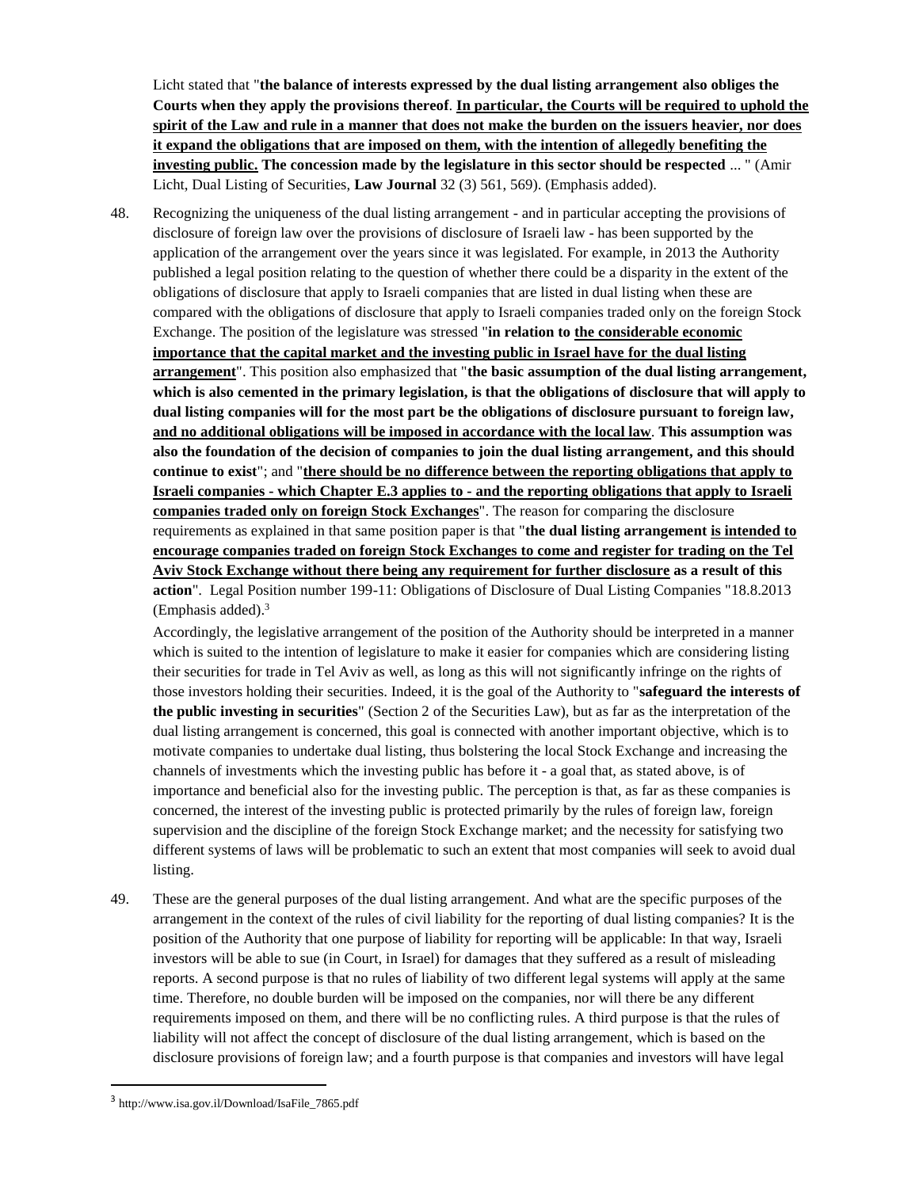Licht stated that "**the balance of interests expressed by the dual listing arrangement also obliges the Courts when they apply the provisions thereof**. **<u>In particular, the Courts will be required to uphold the spirit of the Law and rule in a manner that does not make the burden on the issuers heavier, nor does it expand the obligations that are imposed on them, with the intention of allegedly benefiting the investing public.</u> The concession made by the legislature in this sector should be respected** ... " (Amir Licht, Dual Listing of Securities, **Law Journal** 32 (3) 561, 569). (Emphasis added).

48. Recognizing the uniqueness of the dual listing arrangement - and in particular accepting the provisions of disclosure of foreign law over the provisions of disclosure of Israeli law - has been supported by the application of the arrangement over the years since it was legislated. For example, in 2013 the Authority published a legal position relating to the question of whether there could be a disparity in the extent of the obligations of disclosure that apply to Israeli companies that are listed in dual listing when these are compared with the obligations of disclosure that apply to Israeli companies traded only on the foreign Stock Exchange. The position of the legislature was stressed "**in relation to <u>the considerable economic importance that the capital market and the investing public in Israel have for the dual listing arrangement</u>**". This position also emphasized that "**the basic assumption of the dual listing arrangement, which is also cemented in the primary legislation, is that the obligations of disclosure that will apply to dual listing companies will for the most part be the obligations of disclosure pursuant to foreign law, <u>and no additional obligations will be imposed in accordance with the local law</u>**. **This assumption was also the foundation of the decision of companies to join the dual listing arrangement, and this should continue to exist**"; and "**<u>there should be no difference between the reporting obligations that apply to Israeli companies - which Chapter E.3 applies to - and the reporting obligations that apply to Israeli companies traded only on foreign Stock Exchanges</u>**". The reason for comparing the disclosure requirements as explained in that same position paper is that "**the dual listing arrangement <u>is intended to encourage companies traded on foreign Stock Exchanges to come and register for trading on the Tel Aviv Stock Exchange without there being any requirement for further disclosure</u> as a result of this action**". Legal Position number 199-11: Obligations of Disclosure of Dual Listing Companies "18.8.2013 (Emphasis added).[3]

Accordingly, the legislative arrangement of the position of the Authority should be interpreted in a manner which is suited to the intention of legislature to make it easier for companies which are considering listing their securities for trade in Tel Aviv as well, as long as this will not significantly infringe on the rights of those investors holding their securities. Indeed, it is the goal of the Authority to "**safeguard the interests of the public investing in securities**" (Section 2 of the Securities Law), but as far as the interpretation of the dual listing arrangement is concerned, this goal is connected with another important objective, which is to motivate companies to undertake dual listing, thus bolstering the local Stock Exchange and increasing the channels of investments which the investing public has before it - a goal that, as stated above, is of importance and beneficial also for the investing public. The perception is that, as far as these companies is concerned, the interest of the investing public is protected primarily by the rules of foreign law, foreign supervision and the discipline of the foreign Stock Exchange market; and the necessity for satisfying two different systems of laws will be problematic to such an extent that most companies will seek to avoid dual listing.

49. These are the general purposes of the dual listing arrangement. And what are the specific purposes of the arrangement in the context of the rules of civil liability for the reporting of dual listing companies? It is the position of the Authority that one purpose of liability for reporting will be applicable: In that way, Israeli investors will be able to sue (in Court, in Israel) for damages that they suffered as a result of misleading reports. A second purpose is that no rules of liability of two different legal systems will apply at the same time. Therefore, no double burden will be imposed on the companies, nor will there be any different requirements imposed on them, and there will be no conflicting rules. A third purpose is that the rules of liability will not affect the concept of disclosure of the dual listing arrangement, which is based on the disclosure provisions of foreign law; and a fourth purpose is that companies and investors will have legal

---

[3] http://www.isa.gov.il/Download/IsaFile_7865.pdf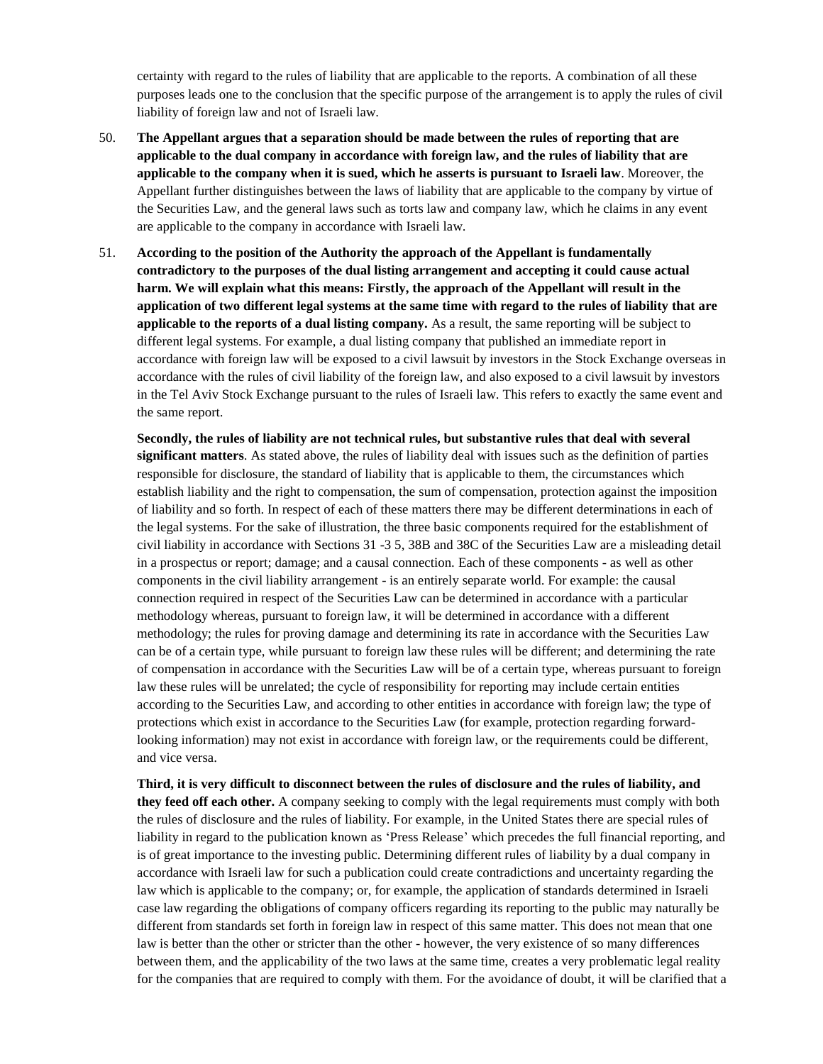certainty with regard to the rules of liability that are applicable to the reports. A combination of all these purposes leads one to the conclusion that the specific purpose of the arrangement is to apply the rules of civil liability of foreign law and not of Israeli law.

50. **The Appellant argues that a separation should be made between the rules of reporting that are applicable to the dual company in accordance with foreign law, and the rules of liability that are applicable to the company when it is sued, which he asserts is pursuant to Israeli law**. Moreover, the Appellant further distinguishes between the laws of liability that are applicable to the company by virtue of the Securities Law, and the general laws such as torts law and company law, which he claims in any event are applicable to the company in accordance with Israeli law.

51. **According to the position of the Authority the approach of the Appellant is fundamentally contradictory to the purposes of the dual listing arrangement and accepting it could cause actual harm. We will explain what this means: Firstly, the approach of the Appellant will result in the application of two different legal systems at the same time with regard to the rules of liability that are applicable to the reports of a dual listing company.** As a result, the same reporting will be subject to different legal systems. For example, a dual listing company that published an immediate report in accordance with foreign law will be exposed to a civil lawsuit by investors in the Stock Exchange overseas in accordance with the rules of civil liability of the foreign law, and also exposed to a civil lawsuit by investors in the Tel Aviv Stock Exchange pursuant to the rules of Israeli law. This refers to exactly the same event and the same report.

    **Secondly, the rules of liability are not technical rules, but substantive rules that deal with several significant matters**. As stated above, the rules of liability deal with issues such as the definition of parties responsible for disclosure, the standard of liability that is applicable to them, the circumstances which establish liability and the right to compensation, the sum of compensation, protection against the imposition of liability and so forth. In respect of each of these matters there may be different determinations in each of the legal systems. For the sake of illustration, the three basic components required for the establishment of civil liability in accordance with Sections 31 -3 5, 38B and 38C of the Securities Law are a misleading detail in a prospectus or report; damage; and a causal connection. Each of these components - as well as other components in the civil liability arrangement - is an entirely separate world. For example: the causal connection required in respect of the Securities Law can be determined in accordance with a particular methodology whereas, pursuant to foreign law, it will be determined in accordance with a different methodology; the rules for proving damage and determining its rate in accordance with the Securities Law can be of a certain type, while pursuant to foreign law these rules will be different; and determining the rate of compensation in accordance with the Securities Law will be of a certain type, whereas pursuant to foreign law these rules will be unrelated; the cycle of responsibility for reporting may include certain entities according to the Securities Law, and according to other entities in accordance with foreign law; the type of protections which exist in accordance to the Securities Law (for example, protection regarding forward-looking information) may not exist in accordance with foreign law, or the requirements could be different, and vice versa.

    **Third, it is very difficult to disconnect between the rules of disclosure and the rules of liability, and they feed off each other.** A company seeking to comply with the legal requirements must comply with both the rules of disclosure and the rules of liability. For example, in the United States there are special rules of liability in regard to the publication known as 'Press Release' which precedes the full financial reporting, and is of great importance to the investing public. Determining different rules of liability by a dual company in accordance with Israeli law for such a publication could create contradictions and uncertainty regarding the law which is applicable to the company; or, for example, the application of standards determined in Israeli case law regarding the obligations of company officers regarding its reporting to the public may naturally be different from standards set forth in foreign law in respect of this same matter. This does not mean that one law is better than the other or stricter than the other - however, the very existence of so many differences between them, and the applicability of the two laws at the same time, creates a very problematic legal reality for the companies that are required to comply with them. For the avoidance of doubt, it will be clarified that a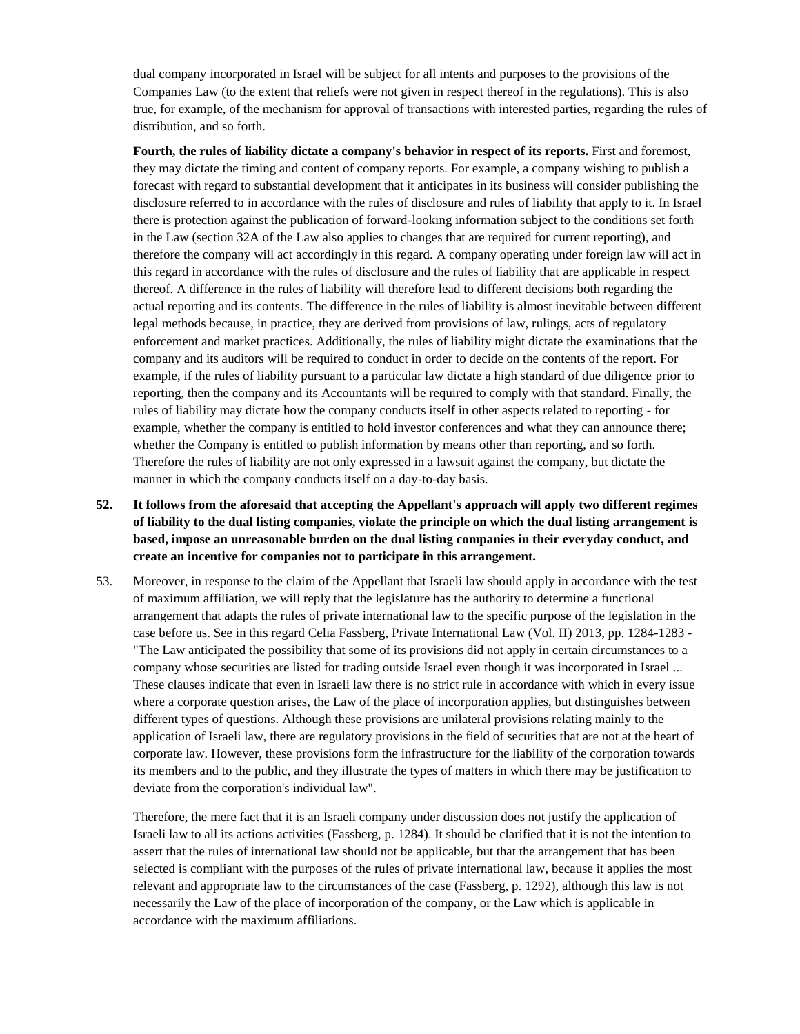dual company incorporated in Israel will be subject for all intents and purposes to the provisions of the Companies Law (to the extent that reliefs were not given in respect thereof in the regulations). This is also true, for example, of the mechanism for approval of transactions with interested parties, regarding the rules of distribution, and so forth.

**Fourth, the rules of liability dictate a company's behavior in respect of its reports.** First and foremost, they may dictate the timing and content of company reports. For example, a company wishing to publish a forecast with regard to substantial development that it anticipates in its business will consider publishing the disclosure referred to in accordance with the rules of disclosure and rules of liability that apply to it. In Israel there is protection against the publication of forward-looking information subject to the conditions set forth in the Law (section 32A of the Law also applies to changes that are required for current reporting), and therefore the company will act accordingly in this regard. A company operating under foreign law will act in this regard in accordance with the rules of disclosure and the rules of liability that are applicable in respect thereof. A difference in the rules of liability will therefore lead to different decisions both regarding the actual reporting and its contents. The difference in the rules of liability is almost inevitable between different legal methods because, in practice, they are derived from provisions of law, rulings, acts of regulatory enforcement and market practices. Additionally, the rules of liability might dictate the examinations that the company and its auditors will be required to conduct in order to decide on the contents of the report. For example, if the rules of liability pursuant to a particular law dictate a high standard of due diligence prior to reporting, then the company and its Accountants will be required to comply with that standard. Finally, the rules of liability may dictate how the company conducts itself in other aspects related to reporting - for example, whether the company is entitled to hold investor conferences and what they can announce there; whether the Company is entitled to publish information by means other than reporting, and so forth. Therefore the rules of liability are not only expressed in a lawsuit against the company, but dictate the manner in which the company conducts itself on a day-to-day basis.

52. **It follows from the aforesaid that accepting the Appellant's approach will apply two different regimes of liability to the dual listing companies, violate the principle on which the dual listing arrangement is based, impose an unreasonable burden on the dual listing companies in their everyday conduct, and create an incentive for companies not to participate in this arrangement.**

53. Moreover, in response to the claim of the Appellant that Israeli law should apply in accordance with the test of maximum affiliation, we will reply that the legislature has the authority to determine a functional arrangement that adapts the rules of private international law to the specific purpose of the legislation in the case before us. See in this regard Celia Fassberg, Private International Law (Vol. II) 2013, pp. 1284-1283 - "The Law anticipated the possibility that some of its provisions did not apply in certain circumstances to a company whose securities are listed for trading outside Israel even though it was incorporated in Israel ... These clauses indicate that even in Israeli law there is no strict rule in accordance with which in every issue where a corporate question arises, the Law of the place of incorporation applies, but distinguishes between different types of questions. Although these provisions are unilateral provisions relating mainly to the application of Israeli law, there are regulatory provisions in the field of securities that are not at the heart of corporate law. However, these provisions form the infrastructure for the liability of the corporation towards its members and to the public, and they illustrate the types of matters in which there may be justification to deviate from the corporation's individual law".

    Therefore, the mere fact that it is an Israeli company under discussion does not justify the application of Israeli law to all its actions activities (Fassberg, p. 1284). It should be clarified that it is not the intention to assert that the rules of international law should not be applicable, but that the arrangement that has been selected is compliant with the purposes of the rules of private international law, because it applies the most relevant and appropriate law to the circumstances of the case (Fassberg, p. 1292), although this law is not necessarily the Law of the place of incorporation of the company, or the Law which is applicable in accordance with the maximum affiliations.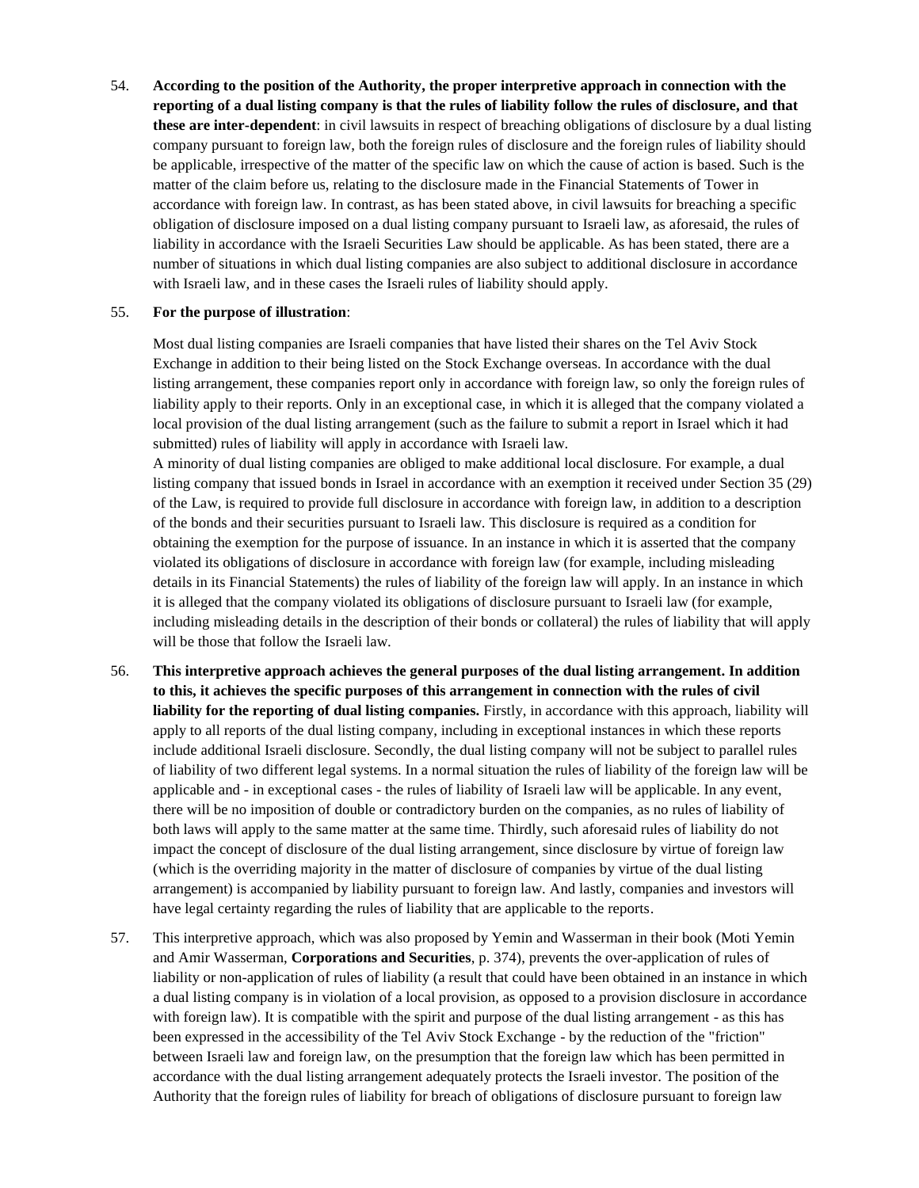54. **According to the position of the Authority, the proper interpretive approach in connection with the reporting of a dual listing company is that the rules of liability follow the rules of disclosure, and that these are inter-dependent**: in civil lawsuits in respect of breaching obligations of disclosure by a dual listing company pursuant to foreign law, both the foreign rules of disclosure and the foreign rules of liability should be applicable, irrespective of the matter of the specific law on which the cause of action is based. Such is the matter of the claim before us, relating to the disclosure made in the Financial Statements of Tower in accordance with foreign law. In contrast, as has been stated above, in civil lawsuits for breaching a specific obligation of disclosure imposed on a dual listing company pursuant to Israeli law, as aforesaid, the rules of liability in accordance with the Israeli Securities Law should be applicable. As has been stated, there are a number of situations in which dual listing companies are also subject to additional disclosure in accordance with Israeli law, and in these cases the Israeli rules of liability should apply.

55. **For the purpose of illustration**:

    Most dual listing companies are Israeli companies that have listed their shares on the Tel Aviv Stock Exchange in addition to their being listed on the Stock Exchange overseas. In accordance with the dual listing arrangement, these companies report only in accordance with foreign law, so only the foreign rules of liability apply to their reports. Only in an exceptional case, in which it is alleged that the company violated a local provision of the dual listing arrangement (such as the failure to submit a report in Israel which it had submitted) rules of liability will apply in accordance with Israeli law.

    A minority of dual listing companies are obliged to make additional local disclosure. For example, a dual listing company that issued bonds in Israel in accordance with an exemption it received under Section 35 (29) of the Law, is required to provide full disclosure in accordance with foreign law, in addition to a description of the bonds and their securities pursuant to Israeli law. This disclosure is required as a condition for obtaining the exemption for the purpose of issuance. In an instance in which it is asserted that the company violated its obligations of disclosure in accordance with foreign law (for example, including misleading details in its Financial Statements) the rules of liability of the foreign law will apply. In an instance in which it is alleged that the company violated its obligations of disclosure pursuant to Israeli law (for example, including misleading details in the description of their bonds or collateral) the rules of liability that will apply will be those that follow the Israeli law.

56. **This interpretive approach achieves the general purposes of the dual listing arrangement. In addition to this, it achieves the specific purposes of this arrangement in connection with the rules of civil liability for the reporting of dual listing companies.** Firstly, in accordance with this approach, liability will apply to all reports of the dual listing company, including in exceptional instances in which these reports include additional Israeli disclosure. Secondly, the dual listing company will not be subject to parallel rules of liability of two different legal systems. In a normal situation the rules of liability of the foreign law will be applicable and - in exceptional cases - the rules of liability of Israeli law will be applicable. In any event, there will be no imposition of double or contradictory burden on the companies, as no rules of liability of both laws will apply to the same matter at the same time. Thirdly, such aforesaid rules of liability do not impact the concept of disclosure of the dual listing arrangement, since disclosure by virtue of foreign law (which is the overriding majority in the matter of disclosure of companies by virtue of the dual listing arrangement) is accompanied by liability pursuant to foreign law. And lastly, companies and investors will have legal certainty regarding the rules of liability that are applicable to the reports.

57. This interpretive approach, which was also proposed by Yemin and Wasserman in their book (Moti Yemin and Amir Wasserman, **Corporations and Securities**, p. 374), prevents the over-application of rules of liability or non-application of rules of liability (a result that could have been obtained in an instance in which a dual listing company is in violation of a local provision, as opposed to a provision disclosure in accordance with foreign law). It is compatible with the spirit and purpose of the dual listing arrangement - as this has been expressed in the accessibility of the Tel Aviv Stock Exchange - by the reduction of the "friction" between Israeli law and foreign law, on the presumption that the foreign law which has been permitted in accordance with the dual listing arrangement adequately protects the Israeli investor. The position of the Authority that the foreign rules of liability for breach of obligations of disclosure pursuant to foreign law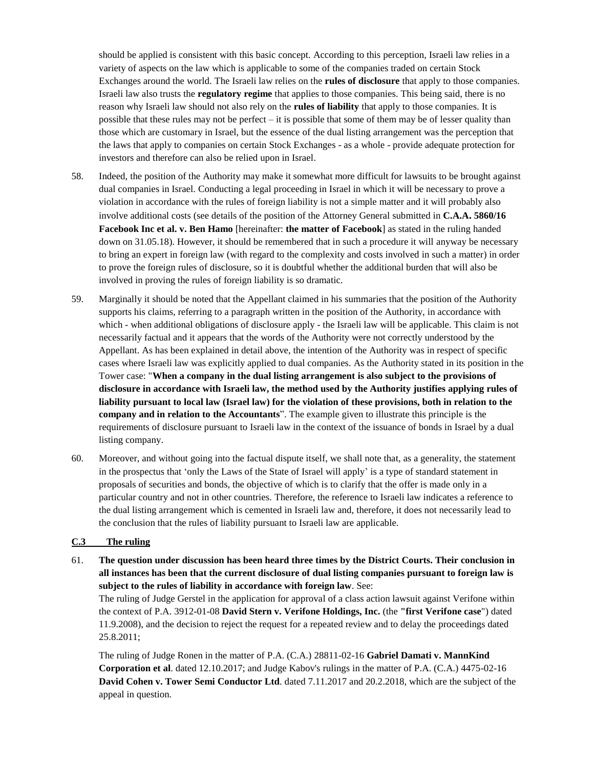should be applied is consistent with this basic concept. According to this perception, Israeli law relies in a variety of aspects on the law which is applicable to some of the companies traded on certain Stock Exchanges around the world. The Israeli law relies on the **rules of disclosure** that apply to those companies. Israeli law also trusts the **regulatory regime** that applies to those companies. This being said, there is no reason why Israeli law should not also rely on the **rules of liability** that apply to those companies. It is possible that these rules may not be perfect – it is possible that some of them may be of lesser quality than those which are customary in Israel, but the essence of the dual listing arrangement was the perception that the laws that apply to companies on certain Stock Exchanges - as a whole - provide adequate protection for investors and therefore can also be relied upon in Israel.

58. Indeed, the position of the Authority may make it somewhat more difficult for lawsuits to be brought against dual companies in Israel. Conducting a legal proceeding in Israel in which it will be necessary to prove a violation in accordance with the rules of foreign liability is not a simple matter and it will probably also involve additional costs (see details of the position of the Attorney General submitted in **C.A.A. 5860/16 Facebook Inc et al. v. Ben Hamo** [hereinafter: **the matter of Facebook**] as stated in the ruling handed down on 31.05.18). However, it should be remembered that in such a procedure it will anyway be necessary to bring an expert in foreign law (with regard to the complexity and costs involved in such a matter) in order to prove the foreign rules of disclosure, so it is doubtful whether the additional burden that will also be involved in proving the rules of foreign liability is so dramatic.

59. Marginally it should be noted that the Appellant claimed in his summaries that the position of the Authority supports his claims, referring to a paragraph written in the position of the Authority, in accordance with which - when additional obligations of disclosure apply - the Israeli law will be applicable. This claim is not necessarily factual and it appears that the words of the Authority were not correctly understood by the Appellant. As has been explained in detail above, the intention of the Authority was in respect of specific cases where Israeli law was explicitly applied to dual companies. As the Authority stated in its position in the Tower case: "**When a company in the dual listing arrangement is also subject to the provisions of disclosure in accordance with Israeli law, the method used by the Authority justifies applying rules of liability pursuant to local law (Israel law) for the violation of these provisions, both in relation to the company and in relation to the Accountants**". The example given to illustrate this principle is the requirements of disclosure pursuant to Israeli law in the context of the issuance of bonds in Israel by a dual listing company.

60. Moreover, and without going into the factual dispute itself, we shall note that, as a generality, the statement in the prospectus that 'only the Laws of the State of Israel will apply' is a type of standard statement in proposals of securities and bonds, the objective of which is to clarify that the offer is made only in a particular country and not in other countries. Therefore, the reference to Israeli law indicates a reference to the dual listing arrangement which is cemented in Israeli law and, therefore, it does not necessarily lead to the conclusion that the rules of liability pursuant to Israeli law are applicable.

## C.3 The ruling

61. **The question under discussion has been heard three times by the District Courts. Their conclusion in all instances has been that the current disclosure of dual listing companies pursuant to foreign law is subject to the rules of liability in accordance with foreign law**. See:

The ruling of Judge Gerstel in the application for approval of a class action lawsuit against Verifone within the context of P.A. 3912-01-08 **David Stern v. Verifone Holdings, Inc.** (the **"first Verifone case"**) dated 11.9.2008), and the decision to reject the request for a repeated review and to delay the proceedings dated 25.8.2011;

The ruling of Judge Ronen in the matter of P.A. (C.A.) 28811-02-16 **Gabriel Damati v. MannKind Corporation et al**. dated 12.10.2017; and Judge Kabov's rulings in the matter of P.A. (C.A.) 4475-02-16 **David Cohen v. Tower Semi Conductor Ltd**. dated 7.11.2017 and 20.2.2018, which are the subject of the appeal in question.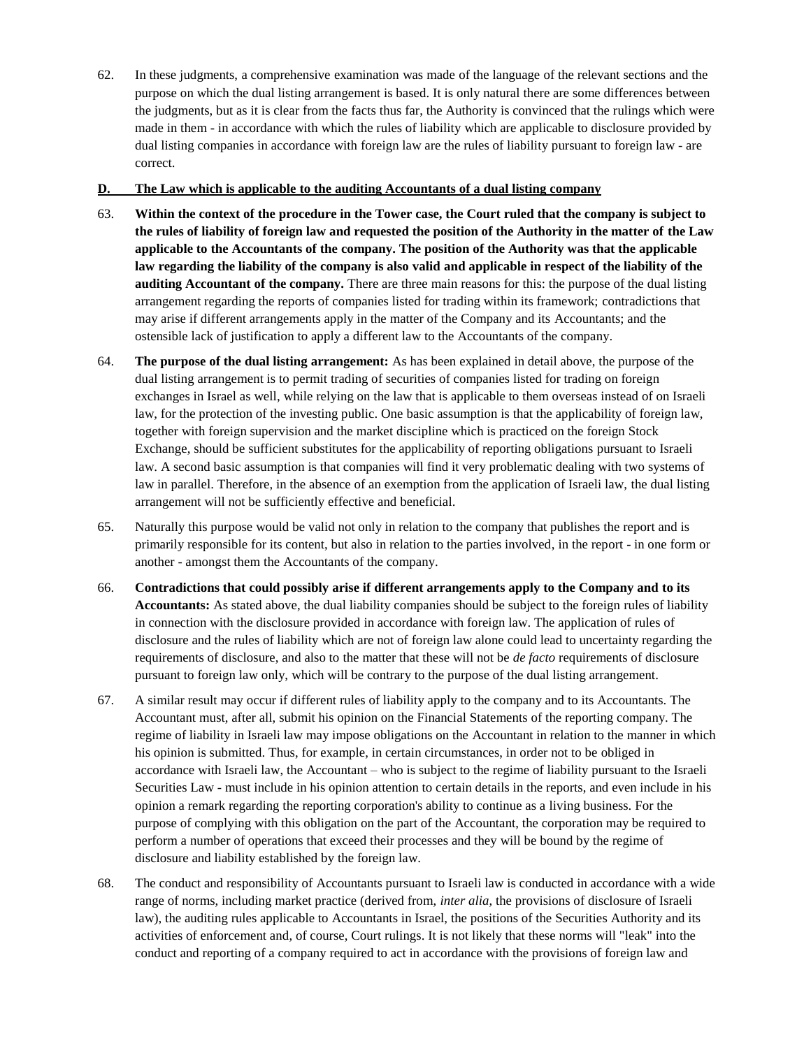62. In these judgments, a comprehensive examination was made of the language of the relevant sections and the purpose on which the dual listing arrangement is based. It is only natural there are some differences between the judgments, but as it is clear from the facts thus far, the Authority is convinced that the rulings which were made in them - in accordance with which the rules of liability which are applicable to disclosure provided by dual listing companies in accordance with foreign law are the rules of liability pursuant to foreign law - are correct.

**D. The Law which is applicable to the auditing Accountants of a dual listing company**

63. **Within the context of the procedure in the Tower case, the Court ruled that the company is subject to the rules of liability of foreign law and requested the position of the Authority in the matter of the Law applicable to the Accountants of the company. The position of the Authority was that the applicable law regarding the liability of the company is also valid and applicable in respect of the liability of the auditing Accountant of the company.** There are three main reasons for this: the purpose of the dual listing arrangement regarding the reports of companies listed for trading within its framework; contradictions that may arise if different arrangements apply in the matter of the Company and its Accountants; and the ostensible lack of justification to apply a different law to the Accountants of the company.

64. **The purpose of the dual listing arrangement:** As has been explained in detail above, the purpose of the dual listing arrangement is to permit trading of securities of companies listed for trading on foreign exchanges in Israel as well, while relying on the law that is applicable to them overseas instead of on Israeli law, for the protection of the investing public. One basic assumption is that the applicability of foreign law, together with foreign supervision and the market discipline which is practiced on the foreign Stock Exchange, should be sufficient substitutes for the applicability of reporting obligations pursuant to Israeli law. A second basic assumption is that companies will find it very problematic dealing with two systems of law in parallel. Therefore, in the absence of an exemption from the application of Israeli law, the dual listing arrangement will not be sufficiently effective and beneficial.

65. Naturally this purpose would be valid not only in relation to the company that publishes the report and is primarily responsible for its content, but also in relation to the parties involved, in the report - in one form or another - amongst them the Accountants of the company.

66. **Contradictions that could possibly arise if different arrangements apply to the Company and to its Accountants:** As stated above, the dual liability companies should be subject to the foreign rules of liability in connection with the disclosure provided in accordance with foreign law. The application of rules of disclosure and the rules of liability which are not of foreign law alone could lead to uncertainty regarding the requirements of disclosure, and also to the matter that these will not be *de facto* requirements of disclosure pursuant to foreign law only, which will be contrary to the purpose of the dual listing arrangement.

67. A similar result may occur if different rules of liability apply to the company and to its Accountants. The Accountant must, after all, submit his opinion on the Financial Statements of the reporting company. The regime of liability in Israeli law may impose obligations on the Accountant in relation to the manner in which his opinion is submitted. Thus, for example, in certain circumstances, in order not to be obliged in accordance with Israeli law, the Accountant – who is subject to the regime of liability pursuant to the Israeli Securities Law - must include in his opinion attention to certain details in the reports, and even include in his opinion a remark regarding the reporting corporation's ability to continue as a living business. For the purpose of complying with this obligation on the part of the Accountant, the corporation may be required to perform a number of operations that exceed their processes and they will be bound by the regime of disclosure and liability established by the foreign law.

68. The conduct and responsibility of Accountants pursuant to Israeli law is conducted in accordance with a wide range of norms, including market practice (derived from, *inter alia*, the provisions of disclosure of Israeli law), the auditing rules applicable to Accountants in Israel, the positions of the Securities Authority and its activities of enforcement and, of course, Court rulings. It is not likely that these norms will "leak" into the conduct and reporting of a company required to act in accordance with the provisions of foreign law and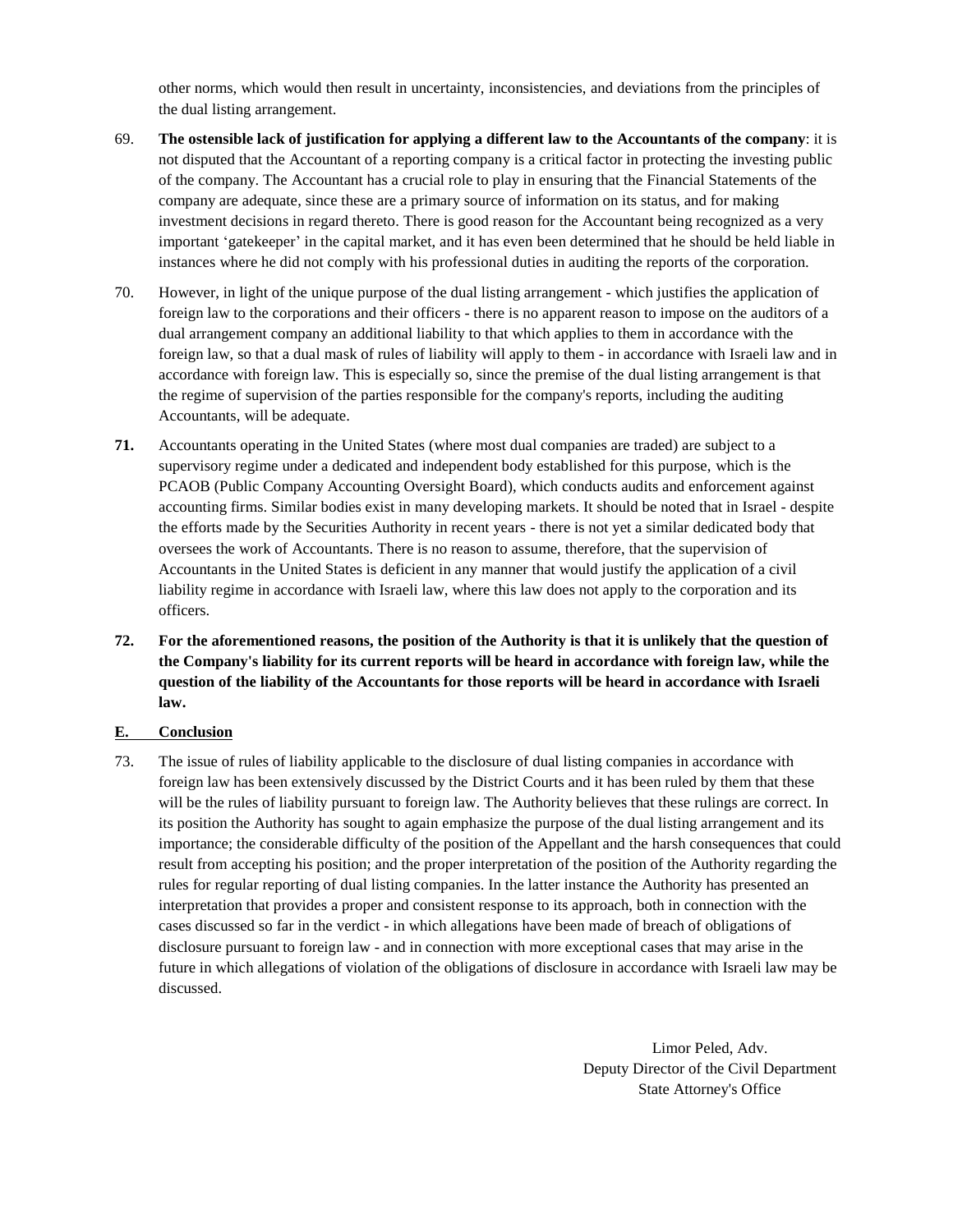other norms, which would then result in uncertainty, inconsistencies, and deviations from the principles of the dual listing arrangement.

69. **The ostensible lack of justification for applying a different law to the Accountants of the company**: it is not disputed that the Accountant of a reporting company is a critical factor in protecting the investing public of the company. The Accountant has a crucial role to play in ensuring that the Financial Statements of the company are adequate, since these are a primary source of information on its status, and for making investment decisions in regard thereto. There is good reason for the Accountant being recognized as a very important 'gatekeeper' in the capital market, and it has even been determined that he should be held liable in instances where he did not comply with his professional duties in auditing the reports of the corporation.

70. However, in light of the unique purpose of the dual listing arrangement - which justifies the application of foreign law to the corporations and their officers - there is no apparent reason to impose on the auditors of a dual arrangement company an additional liability to that which applies to them in accordance with the foreign law, so that a dual mask of rules of liability will apply to them - in accordance with Israeli law and in accordance with foreign law. This is especially so, since the premise of the dual listing arrangement is that the regime of supervision of the parties responsible for the company's reports, including the auditing Accountants, will be adequate.

**71.** Accountants operating in the United States (where most dual companies are traded) are subject to a supervisory regime under a dedicated and independent body established for this purpose, which is the PCAOB (Public Company Accounting Oversight Board), which conducts audits and enforcement against accounting firms. Similar bodies exist in many developing markets. It should be noted that in Israel - despite the efforts made by the Securities Authority in recent years - there is not yet a similar dedicated body that oversees the work of Accountants. There is no reason to assume, therefore, that the supervision of Accountants in the United States is deficient in any manner that would justify the application of a civil liability regime in accordance with Israeli law, where this law does not apply to the corporation and its officers.

**72. For the aforementioned reasons, the position of the Authority is that it is unlikely that the question of the Company's liability for its current reports will be heard in accordance with foreign law, while the question of the liability of the Accountants for those reports will be heard in accordance with Israeli law.**

## E. Conclusion

73. The issue of rules of liability applicable to the disclosure of dual listing companies in accordance with foreign law has been extensively discussed by the District Courts and it has been ruled by them that these will be the rules of liability pursuant to foreign law. The Authority believes that these rulings are correct. In its position the Authority has sought to again emphasize the purpose of the dual listing arrangement and its importance; the considerable difficulty of the position of the Appellant and the harsh consequences that could result from accepting his position; and the proper interpretation of the position of the Authority regarding the rules for regular reporting of dual listing companies. In the latter instance the Authority has presented an interpretation that provides a proper and consistent response to its approach, both in connection with the cases discussed so far in the verdict - in which allegations have been made of breach of obligations of disclosure pursuant to foreign law - and in connection with more exceptional cases that may arise in the future in which allegations of violation of the obligations of disclosure in accordance with Israeli law may be discussed.

Limor Peled, Adv.
Deputy Director of the Civil Department
State Attorney's Office